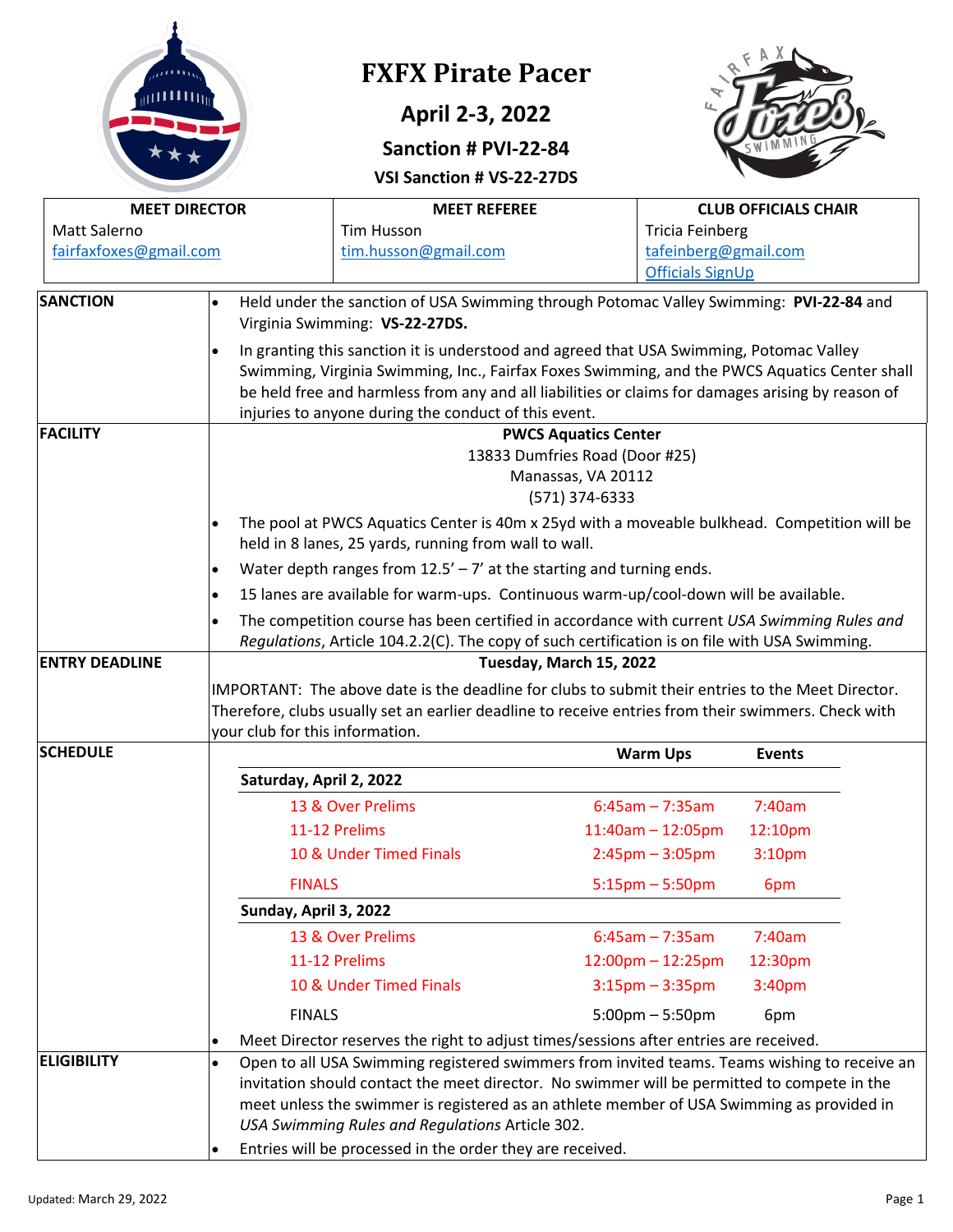# FXFX Pirate Pacer

## April 2-3, 2022

### Sanction # PVI-22-84

#### VSI Sanction # VS-22-27DS

| MEET DIRECTOR | MEET REFEREE | CLUB OFFICIALS CHAIR |
|---|---|---|
| Matt Salerno<br>fairfaxfoxes@gmail.com | Tim Husson<br>tim.husson@gmail.com | Tricia Feinberg<br>tafeinberg@gmail.com<br>Officials SignUp |

**SANCTION**

- Held under the sanction of USA Swimming through Potomac Valley Swimming: **PVI-22-84** and Virginia Swimming: **VS-22-27DS.**
- In granting this sanction it is understood and agreed that USA Swimming, Potomac Valley Swimming, Virginia Swimming, Inc., Fairfax Foxes Swimming, and the PWCS Aquatics Center shall be held free and harmless from any and all liabilities or claims for damages arising by reason of injuries to anyone during the conduct of this event.

**FACILITY**

**PWCS Aquatics Center**
13833 Dumfries Road (Door #25)
Manassas, VA 20112
(571) 374-6333

- The pool at PWCS Aquatics Center is 40m x 25yd with a moveable bulkhead. Competition will be held in 8 lanes, 25 yards, running from wall to wall.
- Water depth ranges from 12.5' – 7' at the starting and turning ends.
- 15 lanes are available for warm-ups. Continuous warm-up/cool-down will be available.
- The competition course has been certified in accordance with current *USA Swimming Rules and Regulations*, Article 104.2.2(C). The copy of such certification is on file with USA Swimming.

**ENTRY DEADLINE**

**Tuesday, March 15, 2022**

IMPORTANT: The above date is the deadline for clubs to submit their entries to the Meet Director. Therefore, clubs usually set an earlier deadline to receive entries from their swimmers. Check with your club for this information.

**SCHEDULE**

| | Warm Ups | Events |
|---|---|---|
| **Saturday, April 2, 2022** | | |
| 13 & Over Prelims | 6:45am – 7:35am | 7:40am |
| 11-12 Prelims | 11:40am – 12:05pm | 12:10pm |
| 10 & Under Timed Finals | 2:45pm – 3:05pm | 3:10pm |
| FINALS | 5:15pm – 5:50pm | 6pm |
| **Sunday, April 3, 2022** | | |
| 13 & Over Prelims | 6:45am – 7:35am | 7:40am |
| 11-12 Prelims | 12:00pm – 12:25pm | 12:30pm |
| 10 & Under Timed Finals | 3:15pm – 3:35pm | 3:40pm |
| FINALS | 5:00pm – 5:50pm | 6pm |

- Meet Director reserves the right to adjust times/sessions after entries are received.

**ELIGIBILITY**

- Open to all USA Swimming registered swimmers from invited teams. Teams wishing to receive an invitation should contact the meet director. No swimmer will be permitted to compete in the meet unless the swimmer is registered as an athlete member of USA Swimming as provided in *USA Swimming Rules and Regulations* Article 302.
- Entries will be processed in the order they are received.

Updated: March 29, 2022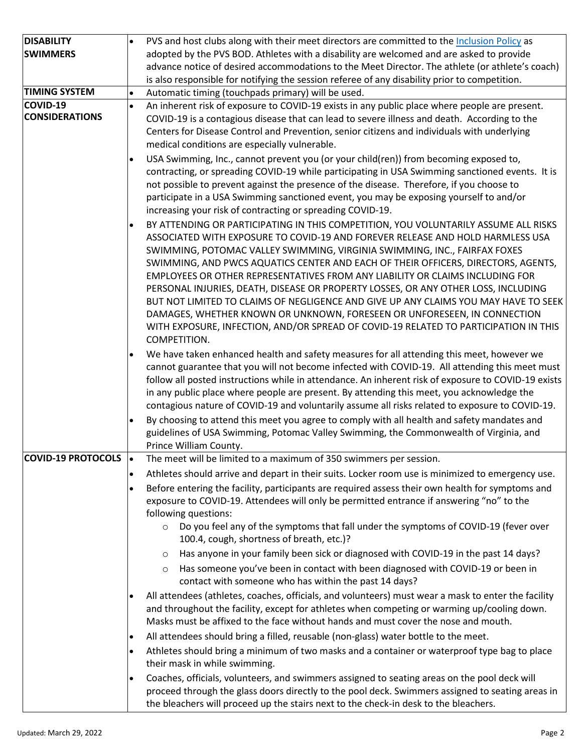| | |
|---|---|
| **DISABILITY SWIMMERS** | • PVS and host clubs along with their meet directors are committed to the Inclusion Policy as adopted by the PVS BOD. Athletes with a disability are welcomed and are asked to provide advance notice of desired accommodations to the Meet Director. The athlete (or athlete's coach) is also responsible for notifying the session referee of any disability prior to competition. |
| **TIMING SYSTEM** | • Automatic timing (touchpads primary) will be used. |
| **COVID-19 CONSIDERATIONS** | • An inherent risk of exposure to COVID-19 exists in any public place where people are present. COVID-19 is a contagious disease that can lead to severe illness and death. According to the Centers for Disease Control and Prevention, senior citizens and individuals with underlying medical conditions are especially vulnerable.<br>• USA Swimming, Inc., cannot prevent you (or your child(ren)) from becoming exposed to, contracting, or spreading COVID-19 while participating in USA Swimming sanctioned events. It is not possible to prevent against the presence of the disease. Therefore, if you choose to participate in a USA Swimming sanctioned event, you may be exposing yourself to and/or increasing your risk of contracting or spreading COVID-19.<br>• BY ATTENDING OR PARTICIPATING IN THIS COMPETITION, YOU VOLUNTARILY ASSUME ALL RISKS ASSOCIATED WITH EXPOSURE TO COVID-19 AND FOREVER RELEASE AND HOLD HARMLESS USA SWIMMING, POTOMAC VALLEY SWIMMING, VIRGINIA SWIMMING, INC., FAIRFAX FOXES SWIMMING, AND PWCS AQUATICS CENTER AND EACH OF THEIR OFFICERS, DIRECTORS, AGENTS, EMPLOYEES OR OTHER REPRESENTATIVES FROM ANY LIABILITY OR CLAIMS INCLUDING FOR PERSONAL INJURIES, DEATH, DISEASE OR PROPERTY LOSSES, OR ANY OTHER LOSS, INCLUDING BUT NOT LIMITED TO CLAIMS OF NEGLIGENCE AND GIVE UP ANY CLAIMS YOU MAY HAVE TO SEEK DAMAGES, WHETHER KNOWN OR UNKNOWN, FORESEEN OR UNFORESEEN, IN CONNECTION WITH EXPOSURE, INFECTION, AND/OR SPREAD OF COVID-19 RELATED TO PARTICIPATION IN THIS COMPETITION.<br>• We have taken enhanced health and safety measures for all attending this meet, however we cannot guarantee that you will not become infected with COVID-19. All attending this meet must follow all posted instructions while in attendance. An inherent risk of exposure to COVID-19 exists in any public place where people are present. By attending this meet, you acknowledge the contagious nature of COVID-19 and voluntarily assume all risks related to exposure to COVID-19.<br>• By choosing to attend this meet you agree to comply with all health and safety mandates and guidelines of USA Swimming, Potomac Valley Swimming, the Commonwealth of Virginia, and Prince William County. |
| **COVID-19 PROTOCOLS** | • The meet will be limited to a maximum of 350 swimmers per session.<br>• Athletes should arrive and depart in their suits. Locker room use is minimized to emergency use.<br>• Before entering the facility, participants are required assess their own health for symptoms and exposure to COVID-19. Attendees will only be permitted entrance if answering "no" to the following questions:<br>  ○ Do you feel any of the symptoms that fall under the symptoms of COVID-19 (fever over 100.4, cough, shortness of breath, etc.)?<br>  ○ Has anyone in your family been sick or diagnosed with COVID-19 in the past 14 days?<br>  ○ Has someone you've been in contact with been diagnosed with COVID-19 or been in contact with someone who has within the past 14 days?<br>• All attendees (athletes, coaches, officials, and volunteers) must wear a mask to enter the facility and throughout the facility, except for athletes when competing or warming up/cooling down. Masks must be affixed to the face without hands and must cover the nose and mouth.<br>• All attendees should bring a filled, reusable (non-glass) water bottle to the meet.<br>• Athletes should bring a minimum of two masks and a container or waterproof type bag to place their mask in while swimming.<br>• Coaches, officials, volunteers, and swimmers assigned to seating areas on the pool deck will proceed through the glass doors directly to the pool deck. Swimmers assigned to seating areas in the bleachers will proceed up the stairs next to the check-in desk to the bleachers. |

Updated: March 29, 2022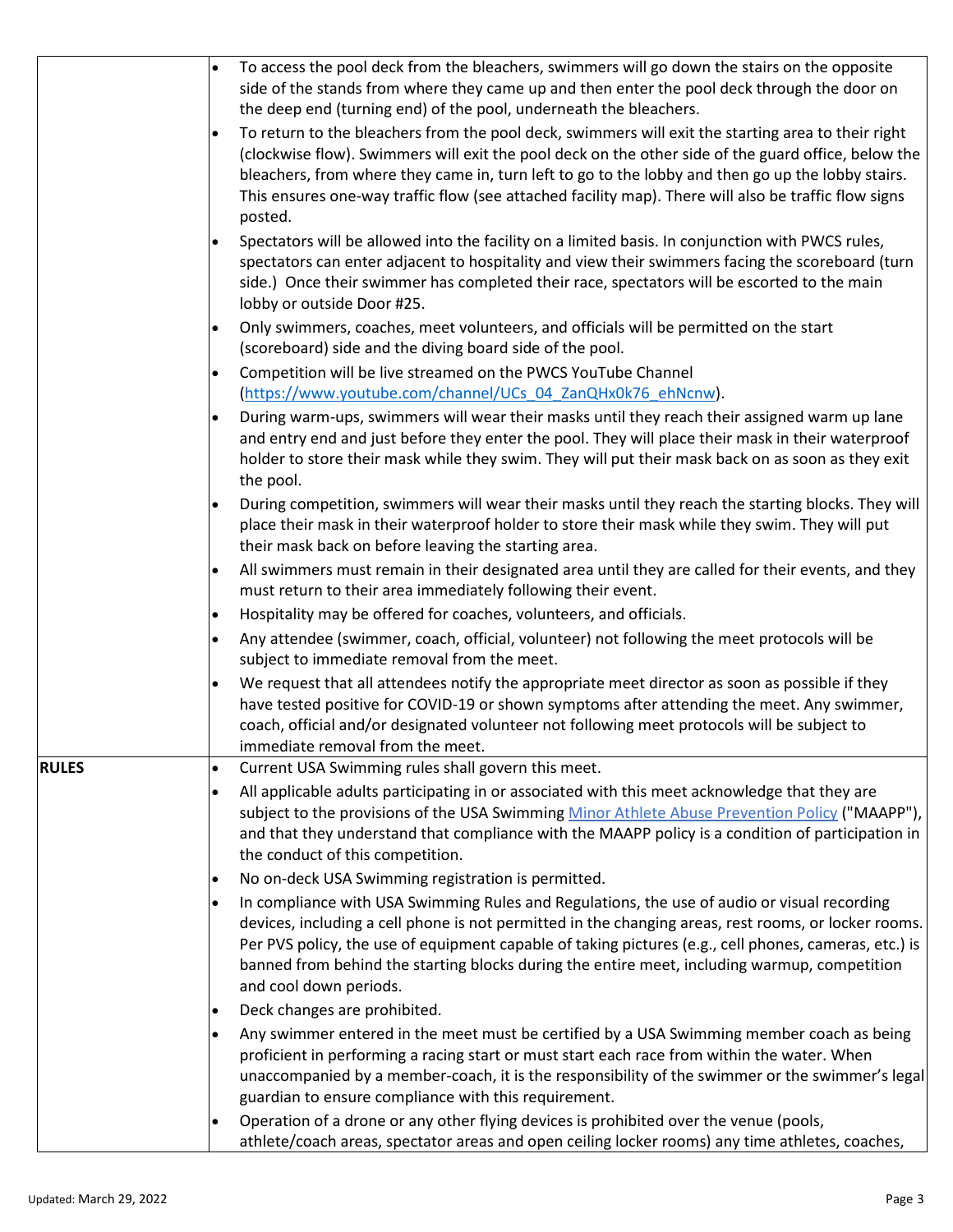| | |
|---|---|
| | • To access the pool deck from the bleachers, swimmers will go down the stairs on the opposite side of the stands from where they came up and then enter the pool deck through the door on the deep end (turning end) of the pool, underneath the bleachers.<br>• To return to the bleachers from the pool deck, swimmers will exit the starting area to their right (clockwise flow). Swimmers will exit the pool deck on the other side of the guard office, below the bleachers, from where they came in, turn left to go to the lobby and then go up the lobby stairs. This ensures one-way traffic flow (see attached facility map). There will also be traffic flow signs posted.<br>• Spectators will be allowed into the facility on a limited basis. In conjunction with PWCS rules, spectators can enter adjacent to hospitality and view their swimmers facing the scoreboard (turn side.) Once their swimmer has completed their race, spectators will be escorted to the main lobby or outside Door #25.<br>• Only swimmers, coaches, meet volunteers, and officials will be permitted on the start (scoreboard) side and the diving board side of the pool.<br>• Competition will be live streamed on the PWCS YouTube Channel (https://www.youtube.com/channel/UCs_04_ZanQHx0k76_ehNcnw).<br>• During warm-ups, swimmers will wear their masks until they reach their assigned warm up lane and entry end and just before they enter the pool. They will place their mask in their waterproof holder to store their mask while they swim. They will put their mask back on as soon as they exit the pool.<br>• During competition, swimmers will wear their masks until they reach the starting blocks. They will place their mask in their waterproof holder to store their mask while they swim. They will put their mask back on before leaving the starting area.<br>• All swimmers must remain in their designated area until they are called for their events, and they must return to their area immediately following their event.<br>• Hospitality may be offered for coaches, volunteers, and officials.<br>• Any attendee (swimmer, coach, official, volunteer) not following the meet protocols will be subject to immediate removal from the meet.<br>• We request that all attendees notify the appropriate meet director as soon as possible if they have tested positive for COVID-19 or shown symptoms after attending the meet. Any swimmer, coach, official and/or designated volunteer not following meet protocols will be subject to immediate removal from the meet. |
| **RULES** | • Current USA Swimming rules shall govern this meet.<br>• All applicable adults participating in or associated with this meet acknowledge that they are subject to the provisions of the USA Swimming Minor Athlete Abuse Prevention Policy ("MAAPP"), and that they understand that compliance with the MAAPP policy is a condition of participation in the conduct of this competition.<br>• No on-deck USA Swimming registration is permitted.<br>• In compliance with USA Swimming Rules and Regulations, the use of audio or visual recording devices, including a cell phone is not permitted in the changing areas, rest rooms, or locker rooms. Per PVS policy, the use of equipment capable of taking pictures (e.g., cell phones, cameras, etc.) is banned from behind the starting blocks during the entire meet, including warmup, competition and cool down periods.<br>• Deck changes are prohibited.<br>• Any swimmer entered in the meet must be certified by a USA Swimming member coach as being proficient in performing a racing start or must start each race from within the water. When unaccompanied by a member-coach, it is the responsibility of the swimmer or the swimmer's legal guardian to ensure compliance with this requirement.<br>• Operation of a drone or any other flying devices is prohibited over the venue (pools, athlete/coach areas, spectator areas and open ceiling locker rooms) any time athletes, coaches, |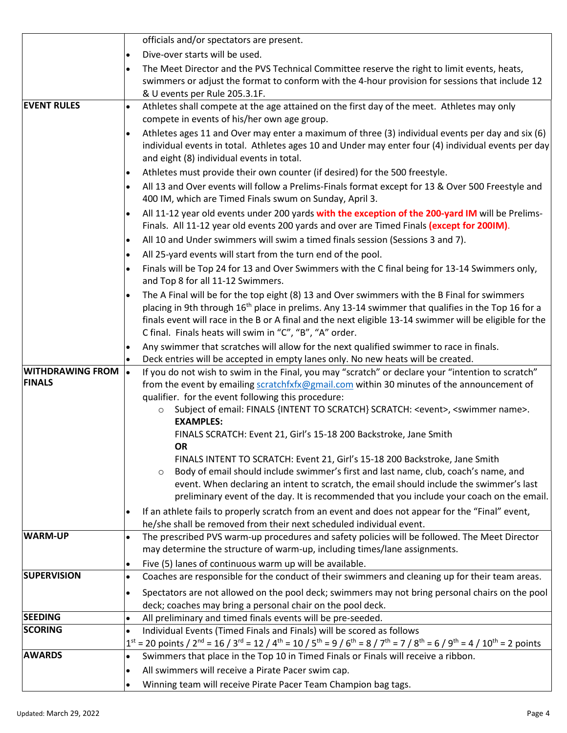| | |
|---|---|
| | officials and/or spectators are present.<br>• Dive-over starts will be used.<br>• The Meet Director and the PVS Technical Committee reserve the right to limit events, heats, swimmers or adjust the format to conform with the 4-hour provision for sessions that include 12 & U events per Rule 205.3.1F. |
| **EVENT RULES** | • Athletes shall compete at the age attained on the first day of the meet. Athletes may only compete in events of his/her own age group.<br>• Athletes ages 11 and Over may enter a maximum of three (3) individual events per day and six (6) individual events in total. Athletes ages 10 and Under may enter four (4) individual events per day and eight (8) individual events in total.<br>• Athletes must provide their own counter (if desired) for the 500 freestyle.<br>• All 13 and Over events will follow a Prelims-Finals format except for 13 & Over 500 Freestyle and 400 IM, which are Timed Finals swum on Sunday, April 3.<br>• All 11-12 year old events under 200 yards **with the exception of the 200-yard IM** will be Prelims-Finals. All 11-12 year old events 200 yards and over are Timed Finals **(except for 200IM)**.<br>• All 10 and Under swimmers will swim a timed finals session (Sessions 3 and 7).<br>• All 25-yard events will start from the turn end of the pool.<br>• Finals will be Top 24 for 13 and Over Swimmers with the C final being for 13-14 Swimmers only, and Top 8 for all 11-12 Swimmers.<br>• The A Final will be for the top eight (8) 13 and Over swimmers with the B Final for swimmers placing in 9th through 16th place in prelims. Any 13-14 swimmer that qualifies in the Top 16 for a finals event will race in the B or A final and the next eligible 13-14 swimmer will be eligible for the C final. Finals heats will swim in "C", "B", "A" order.<br>• Any swimmer that scratches will allow for the next qualified swimmer to race in finals.<br>• Deck entries will be accepted in empty lanes only. No new heats will be created. |
| **WITHDRAWING FROM FINALS** | • If you do not wish to swim in the Final, you may "scratch" or declare your "intention to scratch" from the event by emailing scratchfxfx@gmail.com within 30 minutes of the announcement of qualifier. for the event following this procedure:<br>○ Subject of email: FINALS {INTENT TO SCRATCH} SCRATCH: <event>, <swimmer name>.<br>**EXAMPLES:**<br>FINALS SCRATCH: Event 21, Girl's 15-18 200 Backstroke, Jane Smith<br>**OR**<br>FINALS INTENT TO SCRATCH: Event 21, Girl's 15-18 200 Backstroke, Jane Smith<br>○ Body of email should include swimmer's first and last name, club, coach's name, and event. When declaring an intent to scratch, the email should include the swimmer's last preliminary event of the day. It is recommended that you include your coach on the email.<br>• If an athlete fails to properly scratch from an event and does not appear for the "Final" event, he/she shall be removed from their next scheduled individual event. |
| **WARM-UP** | • The prescribed PVS warm-up procedures and safety policies will be followed. The Meet Director may determine the structure of warm-up, including times/lane assignments.<br>• Five (5) lanes of continuous warm up will be available. |
| **SUPERVISION** | • Coaches are responsible for the conduct of their swimmers and cleaning up for their team areas.<br>• Spectators are not allowed on the pool deck; swimmers may not bring personal chairs on the pool deck; coaches may bring a personal chair on the pool deck. |
| **SEEDING** | • All preliminary and timed finals events will be pre-seeded. |
| **SCORING** | • Individual Events (Timed Finals and Finals) will be scored as follows<br>1st = 20 points / 2nd = 16 / 3rd = 12 / 4th = 10 / 5th = 9 / 6th = 8 / 7th = 7 / 8th = 6 / 9th = 4 / 10th = 2 points |
| **AWARDS** | • Swimmers that place in the Top 10 in Timed Finals or Finals will receive a ribbon.<br>• All swimmers will receive a Pirate Pacer swim cap.<br>• Winning team will receive Pirate Pacer Team Champion bag tags. |

Updated: March 29, 2022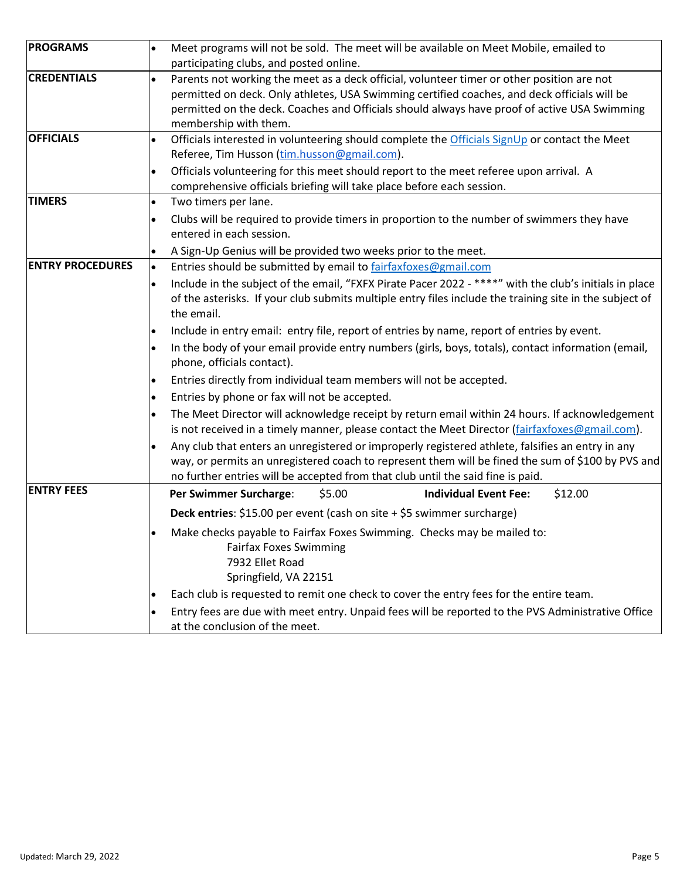| | |
|---|---|
| **PROGRAMS** | • Meet programs will not be sold. The meet will be available on Meet Mobile, emailed to participating clubs, and posted online. |
| **CREDENTIALS** | • Parents not working the meet as a deck official, volunteer timer or other position are not permitted on deck. Only athletes, USA Swimming certified coaches, and deck officials will be permitted on the deck. Coaches and Officials should always have proof of active USA Swimming membership with them. |
| **OFFICIALS** | • Officials interested in volunteering should complete the Officials SignUp or contact the Meet Referee, Tim Husson (tim.husson@gmail.com).<br>• Officials volunteering for this meet should report to the meet referee upon arrival. A comprehensive officials briefing will take place before each session. |
| **TIMERS** | • Two timers per lane.<br>• Clubs will be required to provide timers in proportion to the number of swimmers they have entered in each session.<br>• A Sign-Up Genius will be provided two weeks prior to the meet. |
| **ENTRY PROCEDURES** | • Entries should be submitted by email to fairfaxfoxes@gmail.com<br>• Include in the subject of the email, "FXFX Pirate Pacer 2022 - ****" with the club's initials in place of the asterisks. If your club submits multiple entry files include the training site in the subject of the email.<br>• Include in entry email: entry file, report of entries by name, report of entries by event.<br>• In the body of your email provide entry numbers (girls, boys, totals), contact information (email, phone, officials contact).<br>• Entries directly from individual team members will not be accepted.<br>• Entries by phone or fax will not be accepted.<br>• The Meet Director will acknowledge receipt by return email within 24 hours. If acknowledgement is not received in a timely manner, please contact the Meet Director (fairfaxfoxes@gmail.com).<br>• Any club that enters an unregistered or improperly registered athlete, falsifies an entry in any way, or permits an unregistered coach to represent them will be fined the sum of $100 by PVS and no further entries will be accepted from that club until the said fine is paid. |
| **ENTRY FEES** | **Per Swimmer Surcharge**: $5.00 **Individual Event Fee:** $12.00<br>**Deck entries**: $15.00 per event (cash on site + $5 swimmer surcharge)<br>• Make checks payable to Fairfax Foxes Swimming. Checks may be mailed to:<br>Fairfax Foxes Swimming<br>7932 Ellet Road<br>Springfield, VA 22151<br>• Each club is requested to remit one check to cover the entry fees for the entire team.<br>• Entry fees are due with meet entry. Unpaid fees will be reported to the PVS Administrative Office at the conclusion of the meet. |

Updated: March 29, 2022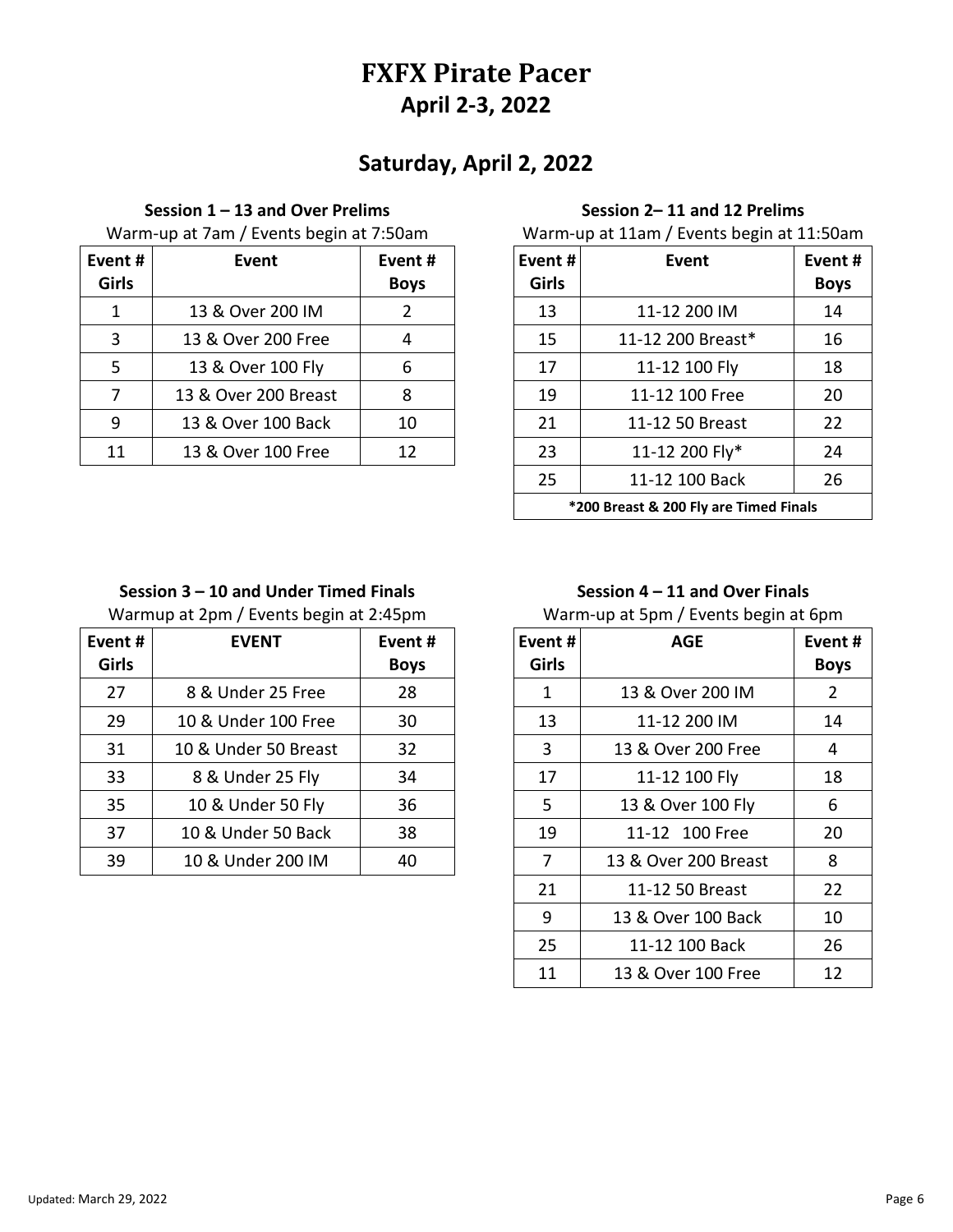# FXFX Pirate Pacer

## April 2-3, 2022

## Saturday, April 2, 2022

### Session 1 – 13 and Over Prelims

Warm-up at 7am / Events begin at 7:50am

| Event # Girls | Event | Event # Boys |
|---|---|---|
| 1 | 13 & Over 200 IM | 2 |
| 3 | 13 & Over 200 Free | 4 |
| 5 | 13 & Over 100 Fly | 6 |
| 7 | 13 & Over 200 Breast | 8 |
| 9 | 13 & Over 100 Back | 10 |
| 11 | 13 & Over 100 Free | 12 |

### Session 2– 11 and 12 Prelims

Warm-up at 11am / Events begin at 11:50am

| Event # Girls | Event | Event # Boys |
|---|---|---|
| 13 | 11-12 200 IM | 14 |
| 15 | 11-12 200 Breast* | 16 |
| 17 | 11-12 100 Fly | 18 |
| 19 | 11-12 100 Free | 20 |
| 21 | 11-12 50 Breast | 22 |
| 23 | 11-12 200 Fly* | 24 |
| 25 | 11-12 100 Back | 26 |

*200 Breast & 200 Fly are Timed Finals

### Session 3 – 10 and Under Timed Finals

Warmup at 2pm / Events begin at 2:45pm

| Event # Girls | EVENT | Event # Boys |
|---|---|---|
| 27 | 8 & Under 25 Free | 28 |
| 29 | 10 & Under 100 Free | 30 |
| 31 | 10 & Under 50 Breast | 32 |
| 33 | 8 & Under 25 Fly | 34 |
| 35 | 10 & Under 50 Fly | 36 |
| 37 | 10 & Under 50 Back | 38 |
| 39 | 10 & Under 200 IM | 40 |

### Session 4 – 11 and Over Finals

Warm-up at 5pm / Events begin at 6pm

| Event # Girls | AGE | Event # Boys |
|---|---|---|
| 1 | 13 & Over 200 IM | 2 |
| 13 | 11-12 200 IM | 14 |
| 3 | 13 & Over 200 Free | 4 |
| 17 | 11-12 100 Fly | 18 |
| 5 | 13 & Over 100 Fly | 6 |
| 19 | 11-12 100 Free | 20 |
| 7 | 13 & Over 200 Breast | 8 |
| 21 | 11-12 50 Breast | 22 |
| 9 | 13 & Over 100 Back | 10 |
| 25 | 11-12 100 Back | 26 |
| 11 | 13 & Over 100 Free | 12 |

Updated: March 29, 2022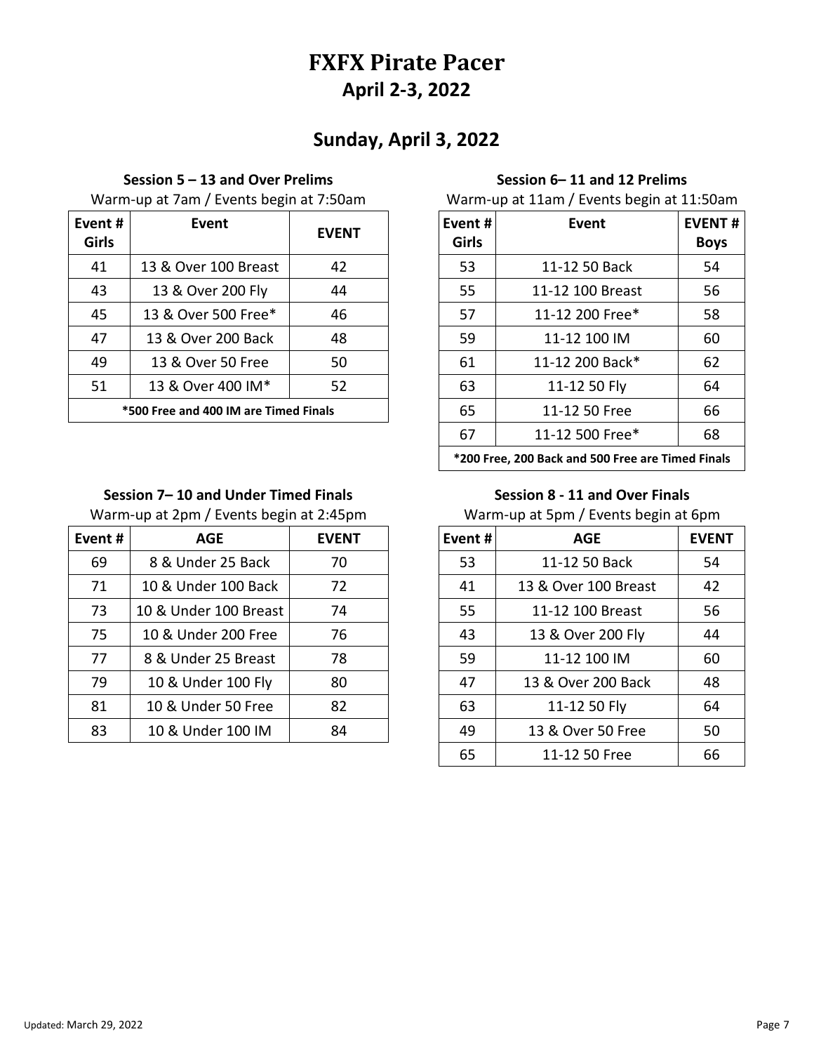# FXFX Pirate Pacer

## April 2-3, 2022

## Sunday, April 3, 2022

### Session 5 – 13 and Over Prelims

Warm-up at 7am / Events begin at 7:50am

| Event # Girls | Event | EVENT |
|---|---|---|
| 41 | 13 & Over 100 Breast | 42 |
| 43 | 13 & Over 200 Fly | 44 |
| 45 | 13 & Over 500 Free* | 46 |
| 47 | 13 & Over 200 Back | 48 |
| 49 | 13 & Over 50 Free | 50 |
| 51 | 13 & Over 400 IM* | 52 |
| **\*500 Free and 400 IM are Timed Finals** | | |

### Session 6– 11 and 12 Prelims

Warm-up at 11am / Events begin at 11:50am

| Event # Girls | Event | EVENT # Boys |
|---|---|---|
| 53 | 11-12 50 Back | 54 |
| 55 | 11-12 100 Breast | 56 |
| 57 | 11-12 200 Free* | 58 |
| 59 | 11-12 100 IM | 60 |
| 61 | 11-12 200 Back* | 62 |
| 63 | 11-12 50 Fly | 64 |
| 65 | 11-12 50 Free | 66 |
| 67 | 11-12 500 Free* | 68 |
| **\*200 Free, 200 Back and 500 Free are Timed Finals** | | |

### Session 7– 10 and Under Timed Finals

Warm-up at 2pm / Events begin at 2:45pm

| Event # | AGE | EVENT |
|---|---|---|
| 69 | 8 & Under 25 Back | 70 |
| 71 | 10 & Under 100 Back | 72 |
| 73 | 10 & Under 100 Breast | 74 |
| 75 | 10 & Under 200 Free | 76 |
| 77 | 8 & Under 25 Breast | 78 |
| 79 | 10 & Under 100 Fly | 80 |
| 81 | 10 & Under 50 Free | 82 |
| 83 | 10 & Under 100 IM | 84 |

### Session 8 - 11 and Over Finals

Warm-up at 5pm / Events begin at 6pm

| Event # | AGE | EVENT |
|---|---|---|
| 53 | 11-12 50 Back | 54 |
| 41 | 13 & Over 100 Breast | 42 |
| 55 | 11-12 100 Breast | 56 |
| 43 | 13 & Over 200 Fly | 44 |
| 59 | 11-12 100 IM | 60 |
| 47 | 13 & Over 200 Back | 48 |
| 63 | 11-12 50 Fly | 64 |
| 49 | 13 & Over 50 Free | 50 |
| 65 | 11-12 50 Free | 66 |

Updated: March 29, 2022